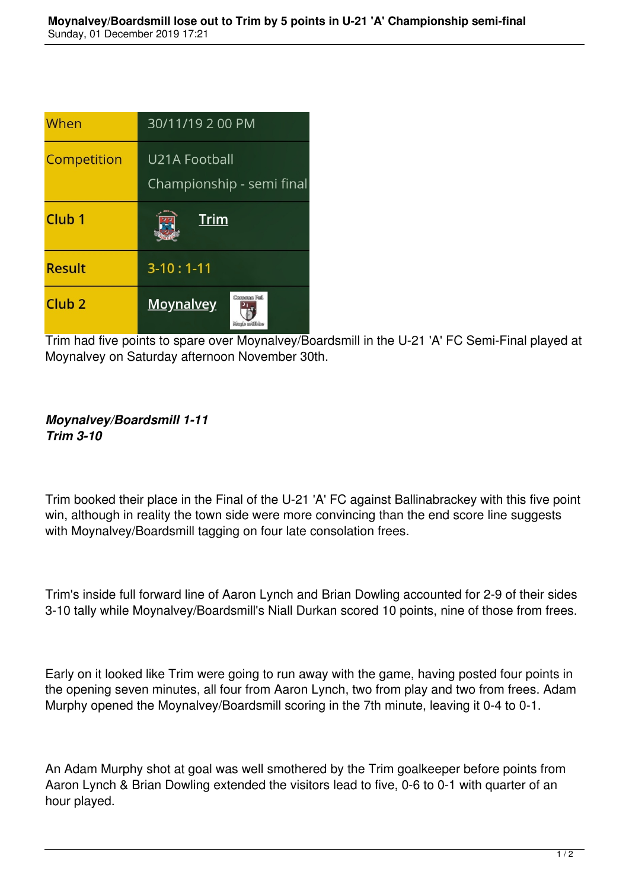# Moynalvey/Boardsmill lose out to Trim by 5 points in U-21 'A' Championship semi-final

Sunday, 01 December 2019 17:21

| | |
|---|---|
| When | 30/11/19 2 00 PM |
| Competition | U21A Football Championship - semi final |
| Club 1 | Trim |
| Result | 3-10 : 1-11 |
| Club 2 | Moynalvey |

Trim had five points to spare over Moynalvey/Boardsmill in the U-21 'A' FC Semi-Final played at Moynalvey on Saturday afternoon November 30th.

***Moynalvey/Boardsmill 1-11***
***Trim 3-10***

Trim booked their place in the Final of the U-21 'A' FC against Ballinabrackey with this five point win, although in reality the town side were more convincing than the end score line suggests with Moynalvey/Boardsmill tagging on four late consolation frees.

Trim's inside full forward line of Aaron Lynch and Brian Dowling accounted for 2-9 of their sides 3-10 tally while Moynalvey/Boardsmill's Niall Durkan scored 10 points, nine of those from frees.

Early on it looked like Trim were going to run away with the game, having posted four points in the opening seven minutes, all four from Aaron Lynch, two from play and two from frees. Adam Murphy opened the Moynalvey/Boardsmill scoring in the 7th minute, leaving it 0-4 to 0-1.

An Adam Murphy shot at goal was well smothered by the Trim goalkeeper before points from Aaron Lynch & Brian Dowling extended the visitors lead to five, 0-6 to 0-1 with quarter of an hour played.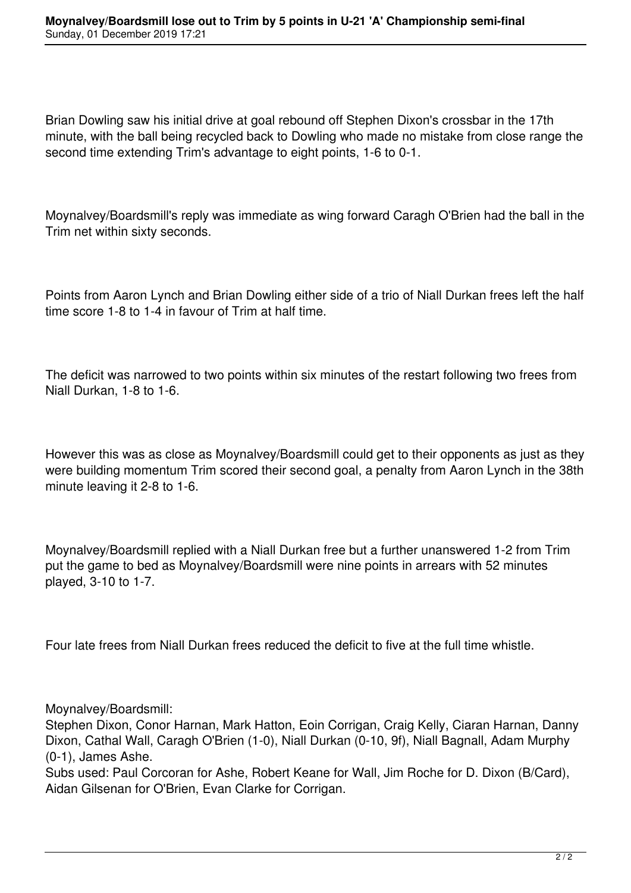Brian Dowling saw his initial drive at goal rebound off Stephen Dixon's crossbar in the 17th minute, with the ball being recycled back to Dowling who made no mistake from close range the second time extending Trim's advantage to eight points, 1-6 to 0-1.

Moynalvey/Boardsmill's reply was immediate as wing forward Caragh O'Brien had the ball in the Trim net within sixty seconds.

Points from Aaron Lynch and Brian Dowling either side of a trio of Niall Durkan frees left the half time score 1-8 to 1-4 in favour of Trim at half time.

The deficit was narrowed to two points within six minutes of the restart following two frees from Niall Durkan, 1-8 to 1-6.

However this was as close as Moynalvey/Boardsmill could get to their opponents as just as they were building momentum Trim scored their second goal, a penalty from Aaron Lynch in the 38th minute leaving it 2-8 to 1-6.

Moynalvey/Boardsmill replied with a Niall Durkan free but a further unanswered 1-2 from Trim put the game to bed as Moynalvey/Boardsmill were nine points in arrears with 52 minutes played, 3-10 to 1-7.

Four late frees from Niall Durkan frees reduced the deficit to five at the full time whistle.

Moynalvey/Boardsmill:
Stephen Dixon, Conor Harnan, Mark Hatton, Eoin Corrigan, Craig Kelly, Ciaran Harnan, Danny Dixon, Cathal Wall, Caragh O'Brien (1-0), Niall Durkan (0-10, 9f), Niall Bagnall, Adam Murphy (0-1), James Ashe.
Subs used: Paul Corcoran for Ashe, Robert Keane for Wall, Jim Roche for D. Dixon (B/Card), Aidan Gilsenan for O'Brien, Evan Clarke for Corrigan.